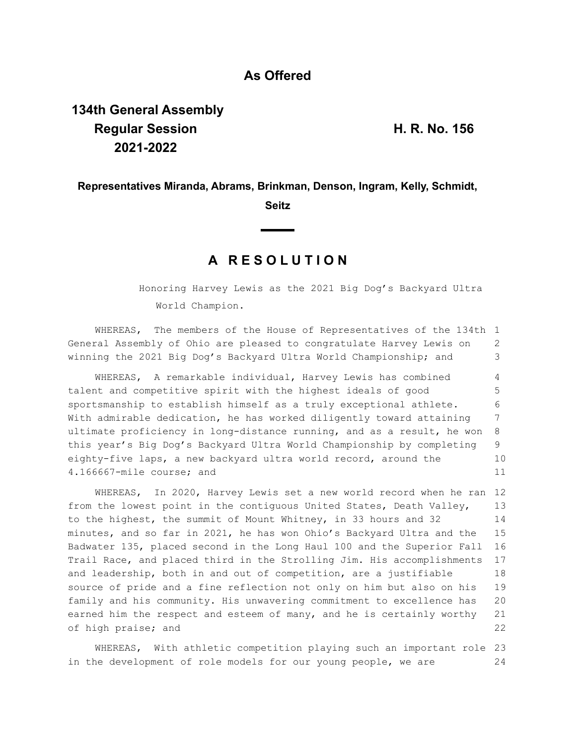**As Offered**

**134th General Assembly**
**Regular Session** **H. R. No. 156**
**2021-2022**

**Representatives Miranda, Abrams, Brinkman, Denson, Ingram, Kelly, Schmidt, Seitz**

# A RESOLUTION

Honoring Harvey Lewis as the 2021 Big Dog's Backyard Ultra World Champion.

WHEREAS, The members of the House of Representatives of the 134th General Assembly of Ohio are pleased to congratulate Harvey Lewis on winning the 2021 Big Dog's Backyard Ultra World Championship; and

WHEREAS, A remarkable individual, Harvey Lewis has combined talent and competitive spirit with the highest ideals of good sportsmanship to establish himself as a truly exceptional athlete. With admirable dedication, he has worked diligently toward attaining ultimate proficiency in long-distance running, and as a result, he won this year's Big Dog's Backyard Ultra World Championship by completing eighty-five laps, a new backyard ultra world record, around the 4.166667-mile course; and

WHEREAS, In 2020, Harvey Lewis set a new world record when he ran from the lowest point in the contiguous United States, Death Valley, to the highest, the summit of Mount Whitney, in 33 hours and 32 minutes, and so far in 2021, he has won Ohio's Backyard Ultra and the Badwater 135, placed second in the Long Haul 100 and the Superior Fall Trail Race, and placed third in the Strolling Jim. His accomplishments and leadership, both in and out of competition, are a justifiable source of pride and a fine reflection not only on him but also on his family and his community. His unwavering commitment to excellence has earned him the respect and esteem of many, and he is certainly worthy of high praise; and

WHEREAS, With athletic competition playing such an important role in the development of role models for our young people, we are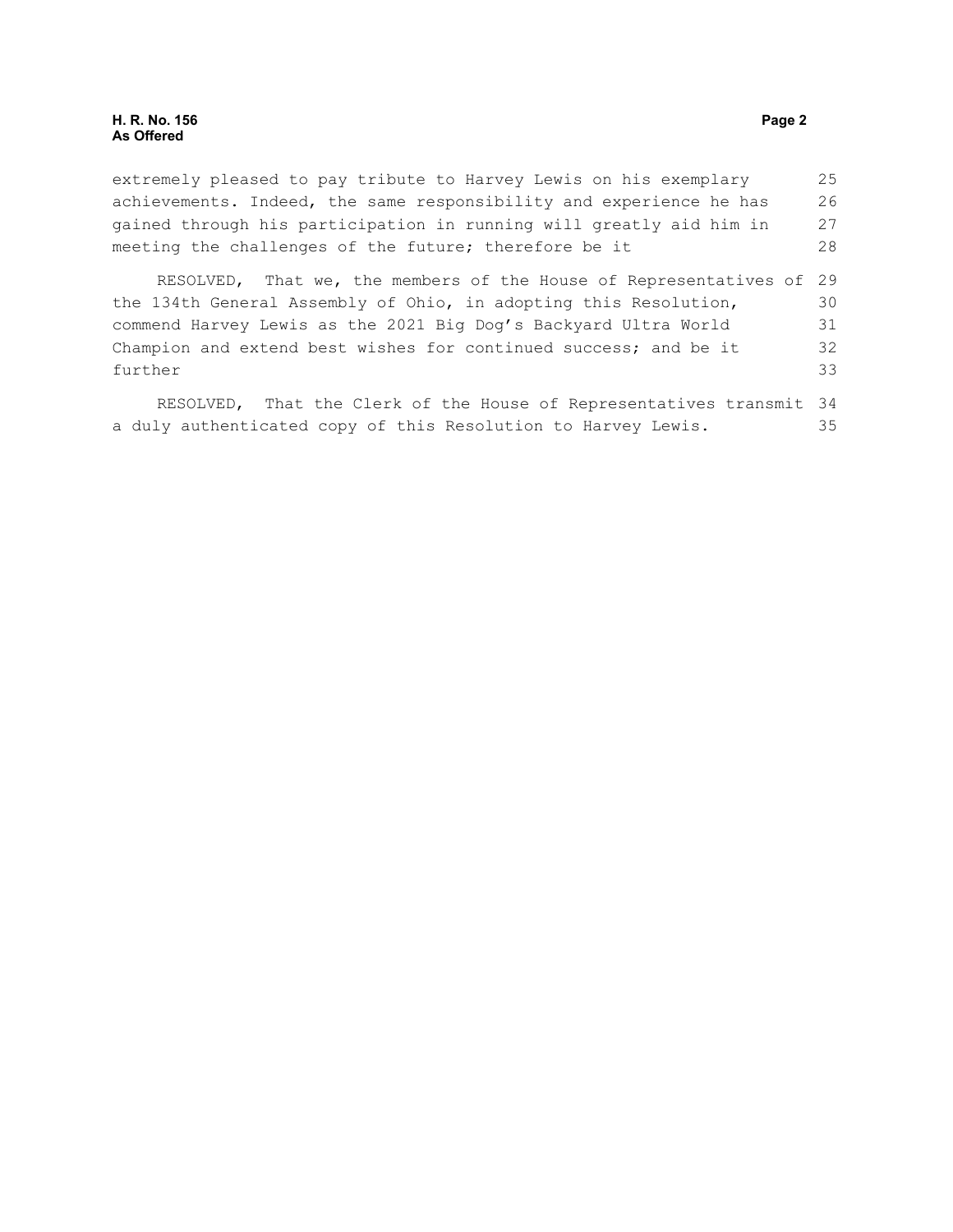extremely pleased to pay tribute to Harvey Lewis on his exemplary achievements. Indeed, the same responsibility and experience he has gained through his participation in running will greatly aid him in meeting the challenges of the future; therefore be it

RESOLVED, That we, the members of the House of Representatives of the 134th General Assembly of Ohio, in adopting this Resolution, commend Harvey Lewis as the 2021 Big Dog's Backyard Ultra World Champion and extend best wishes for continued success; and be it further

RESOLVED, That the Clerk of the House of Representatives transmit a duly authenticated copy of this Resolution to Harvey Lewis.